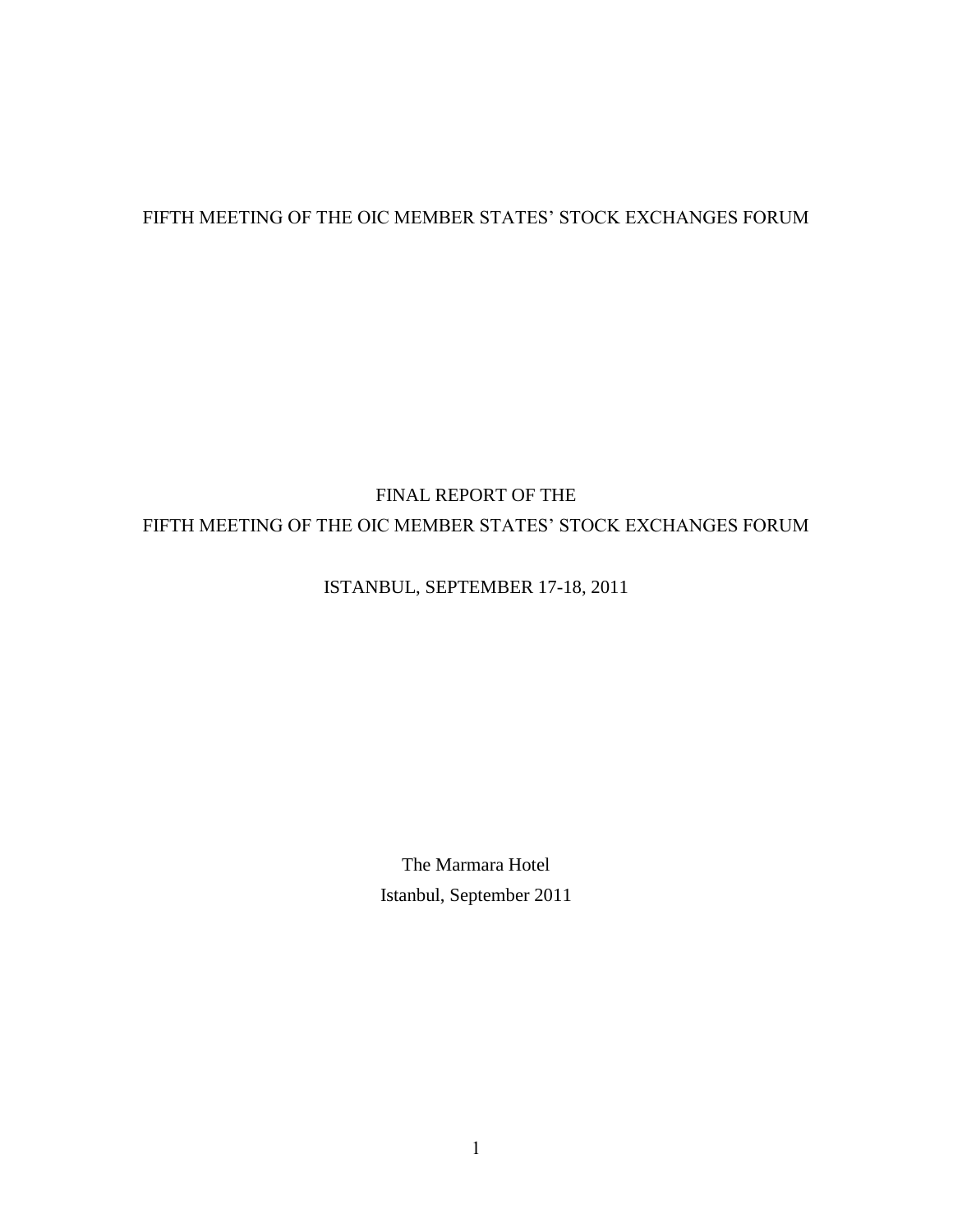FIFTH MEETING OF THE OIC MEMBER STATES' STOCK EXCHANGES FORUM

# FINAL REPORT OF THE FIFTH MEETING OF THE OIC MEMBER STATES' STOCK EXCHANGES FORUM

ISTANBUL, SEPTEMBER 17-18, 2011

The Marmara Hotel

Istanbul, September 2011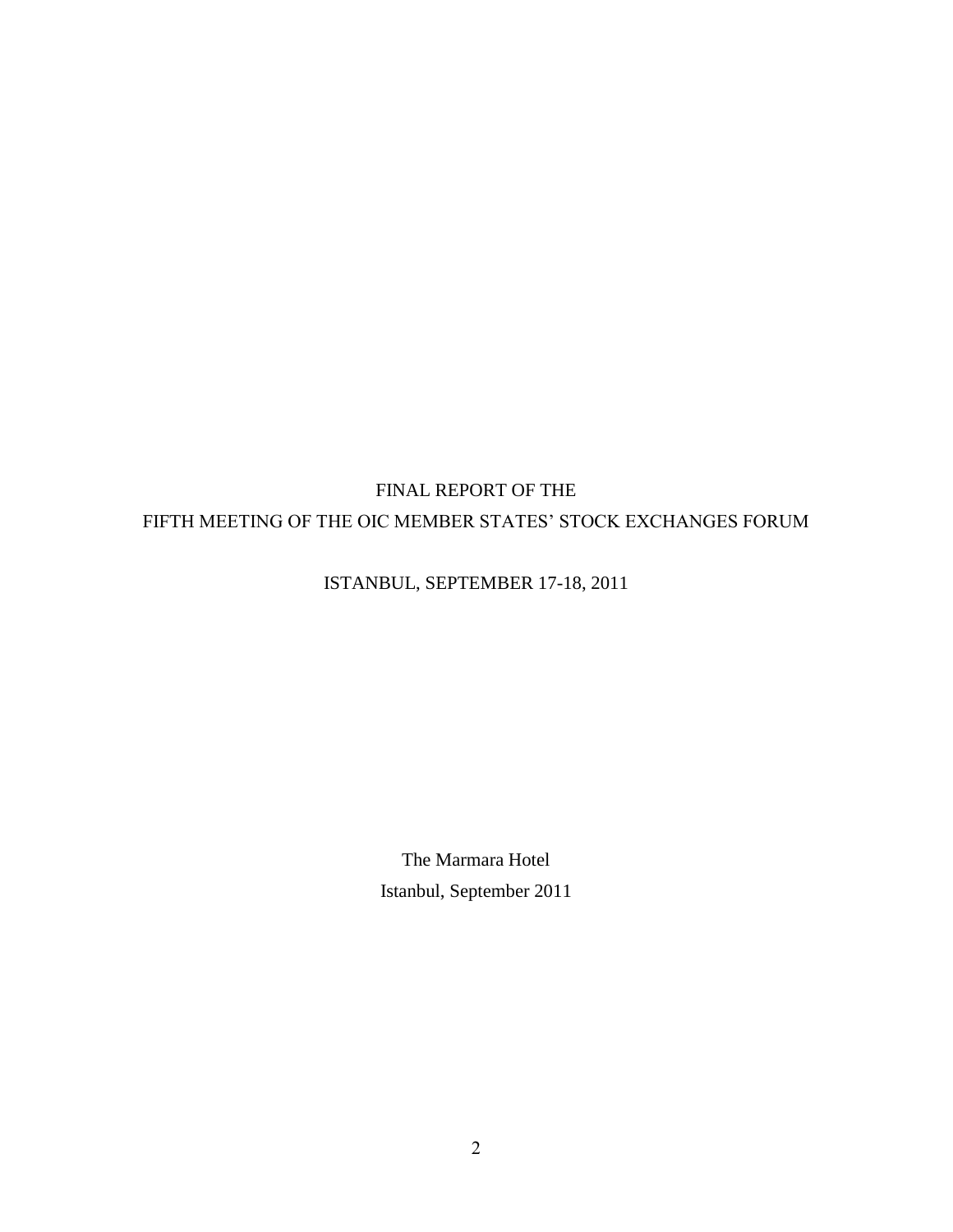# FINAL REPORT OF THE
# FIFTH MEETING OF THE OIC MEMBER STATES' STOCK EXCHANGES FORUM

ISTANBUL, SEPTEMBER 17-18, 2011

The Marmara Hotel

Istanbul, September 2011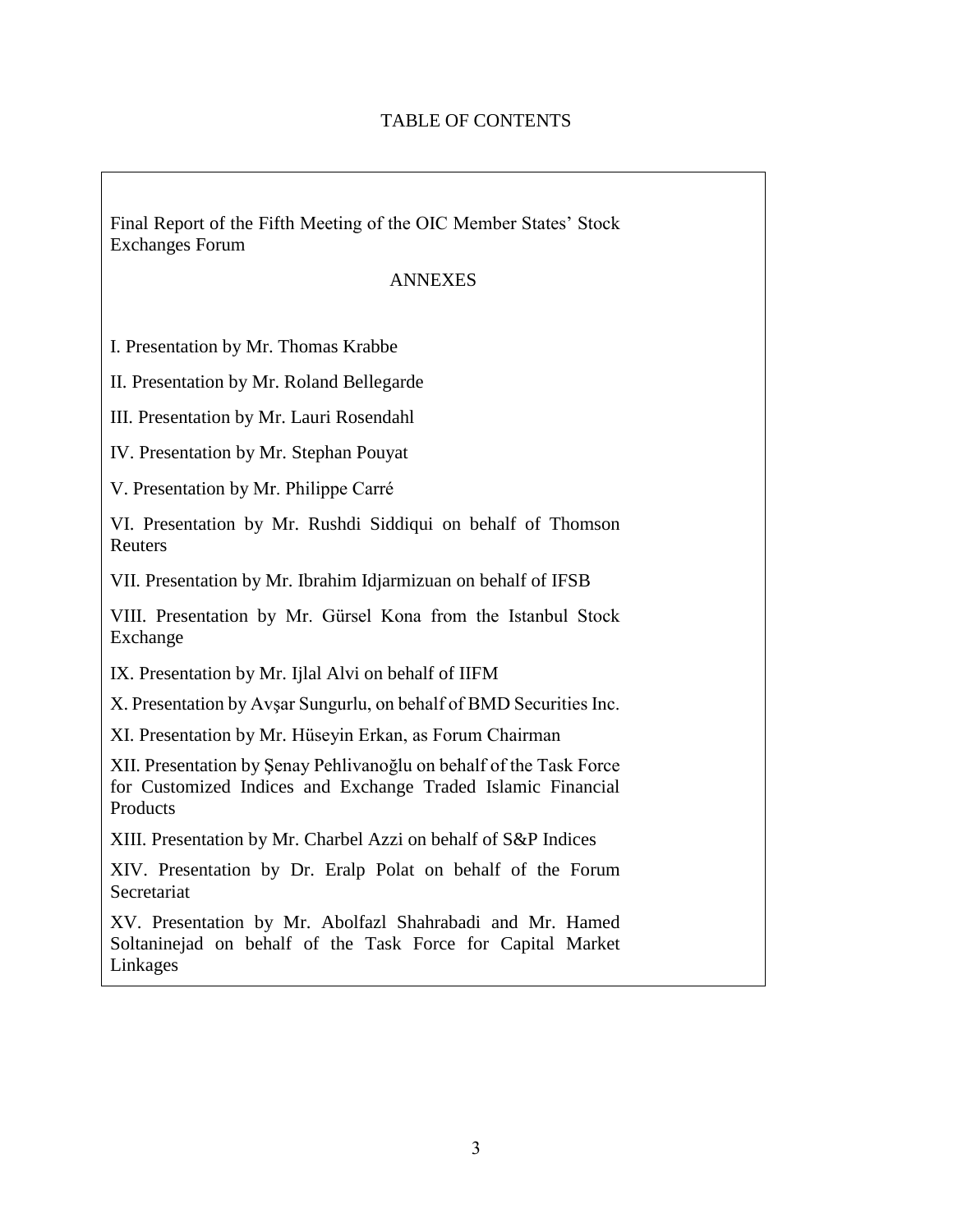# TABLE OF CONTENTS

Final Report of the Fifth Meeting of the OIC Member States' Stock Exchanges Forum

## ANNEXES

I. Presentation by Mr. Thomas Krabbe

II. Presentation by Mr. Roland Bellegarde

III. Presentation by Mr. Lauri Rosendahl

IV. Presentation by Mr. Stephan Pouyat

V. Presentation by Mr. Philippe Carré

VI. Presentation by Mr. Rushdi Siddiqui on behalf of Thomson Reuters

VII. Presentation by Mr. Ibrahim Idjarmizuan on behalf of IFSB

VIII. Presentation by Mr. Gürsel Kona from the Istanbul Stock Exchange

IX. Presentation by Mr. Ijlal Alvi on behalf of IIFM

X. Presentation by Avşar Sungurlu, on behalf of BMD Securities Inc.

XI. Presentation by Mr. Hüseyin Erkan, as Forum Chairman

XII. Presentation by Şenay Pehlivanoğlu on behalf of the Task Force for Customized Indices and Exchange Traded Islamic Financial Products

XIII. Presentation by Mr. Charbel Azzi on behalf of S&P Indices

XIV. Presentation by Dr. Eralp Polat on behalf of the Forum Secretariat

XV. Presentation by Mr. Abolfazl Shahrabadi and Mr. Hamed Soltaninejad on behalf of the Task Force for Capital Market Linkages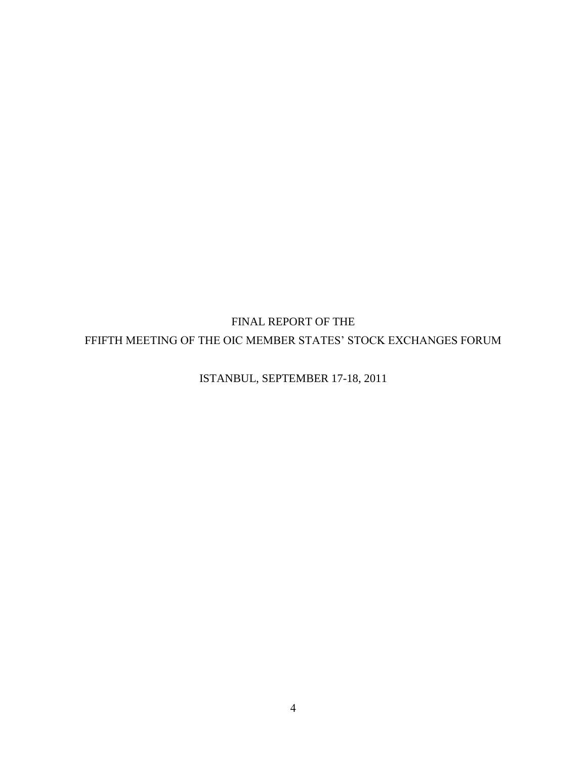# FINAL REPORT OF THE
# FFIFTH MEETING OF THE OIC MEMBER STATES' STOCK EXCHANGES FORUM

ISTANBUL, SEPTEMBER 17-18, 2011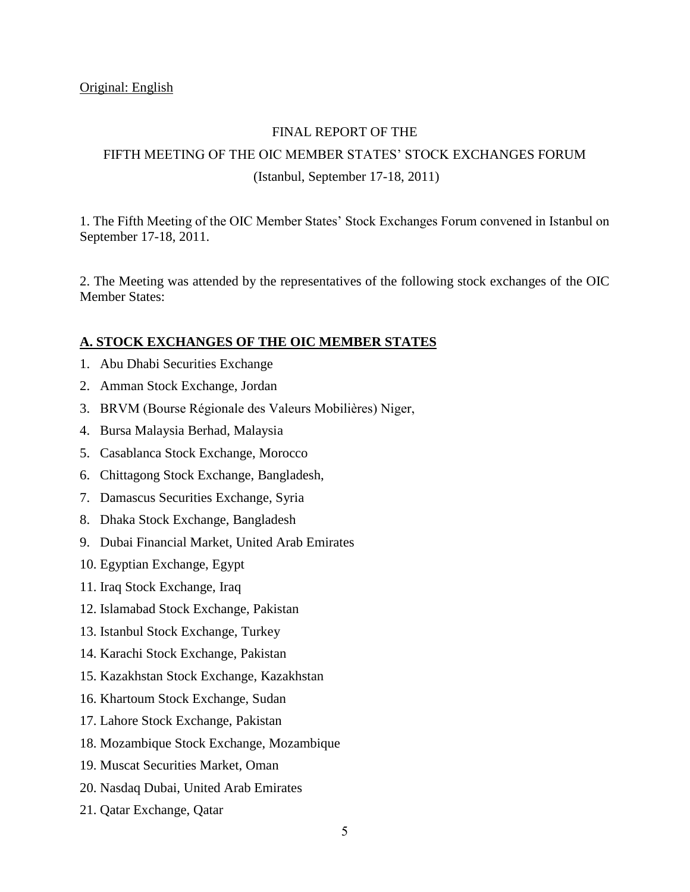Original: English

FINAL REPORT OF THE

FIFTH MEETING OF THE OIC MEMBER STATES' STOCK EXCHANGES FORUM

(Istanbul, September 17-18, 2011)

1. The Fifth Meeting of the OIC Member States' Stock Exchanges Forum convened in Istanbul on September 17-18, 2011.

2. The Meeting was attended by the representatives of the following stock exchanges of the OIC Member States:

## A. STOCK EXCHANGES OF THE OIC MEMBER STATES

1. Abu Dhabi Securities Exchange
2. Amman Stock Exchange, Jordan
3. BRVM (Bourse Régionale des Valeurs Mobilières) Niger,
4. Bursa Malaysia Berhad, Malaysia
5. Casablanca Stock Exchange, Morocco
6. Chittagong Stock Exchange, Bangladesh,
7. Damascus Securities Exchange, Syria
8. Dhaka Stock Exchange, Bangladesh
9. Dubai Financial Market, United Arab Emirates
10. Egyptian Exchange, Egypt
11. Iraq Stock Exchange, Iraq
12. Islamabad Stock Exchange, Pakistan
13. Istanbul Stock Exchange, Turkey
14. Karachi Stock Exchange, Pakistan
15. Kazakhstan Stock Exchange, Kazakhstan
16. Khartoum Stock Exchange, Sudan
17. Lahore Stock Exchange, Pakistan
18. Mozambique Stock Exchange, Mozambique
19. Muscat Securities Market, Oman
20. Nasdaq Dubai, United Arab Emirates
21. Qatar Exchange, Qatar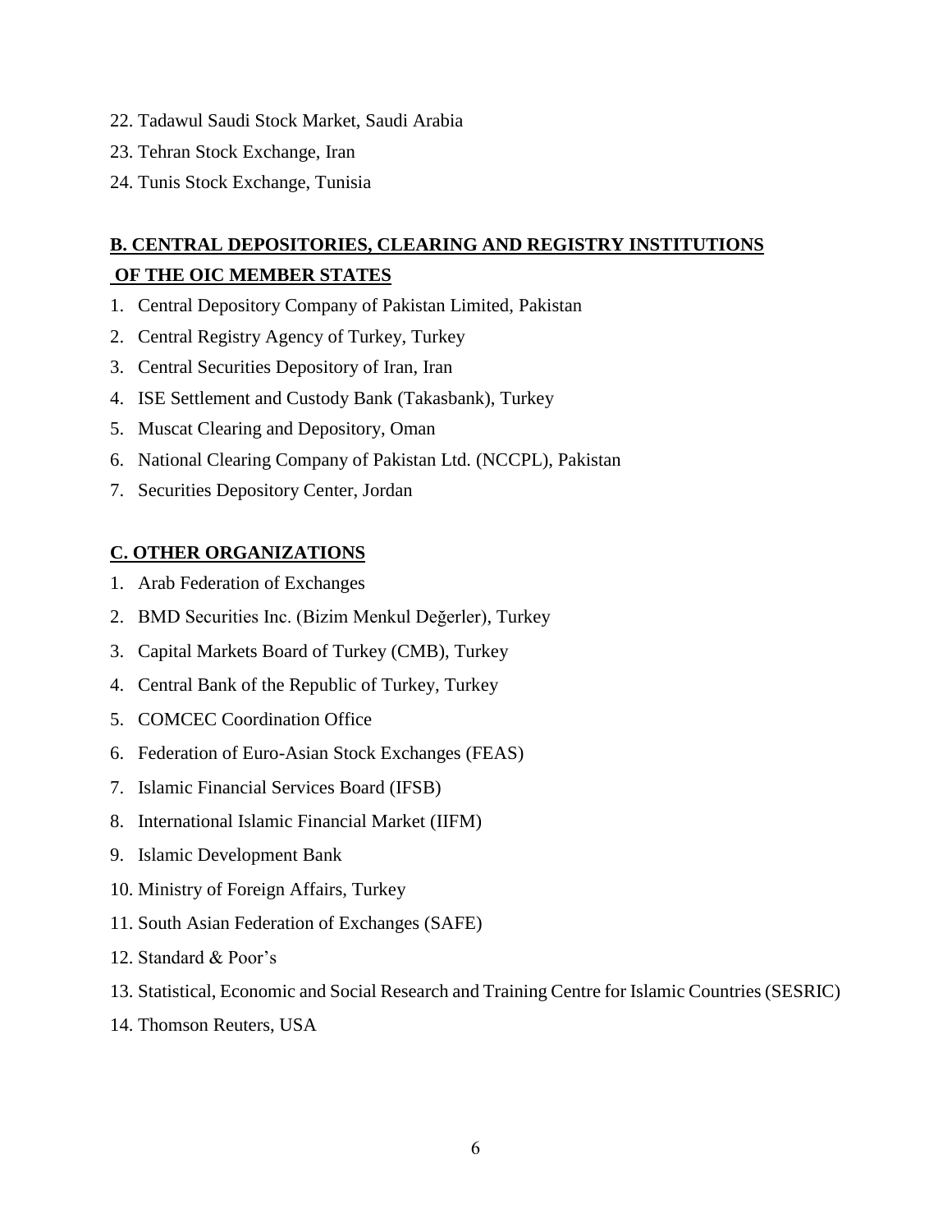22. Tadawul Saudi Stock Market, Saudi Arabia
23. Tehran Stock Exchange, Iran
24. Tunis Stock Exchange, Tunisia

## B. CENTRAL DEPOSITORIES, CLEARING AND REGISTRY INSTITUTIONS OF THE OIC MEMBER STATES

1. Central Depository Company of Pakistan Limited, Pakistan
2. Central Registry Agency of Turkey, Turkey
3. Central Securities Depository of Iran, Iran
4. ISE Settlement and Custody Bank (Takasbank), Turkey
5. Muscat Clearing and Depository, Oman
6. National Clearing Company of Pakistan Ltd. (NCCPL), Pakistan
7. Securities Depository Center, Jordan

## C. OTHER ORGANIZATIONS

1. Arab Federation of Exchanges
2. BMD Securities Inc. (Bizim Menkul Değerler), Turkey
3. Capital Markets Board of Turkey (CMB), Turkey
4. Central Bank of the Republic of Turkey, Turkey
5. COMCEC Coordination Office
6. Federation of Euro-Asian Stock Exchanges (FEAS)
7. Islamic Financial Services Board (IFSB)
8. International Islamic Financial Market (IIFM)
9. Islamic Development Bank
10. Ministry of Foreign Affairs, Turkey
11. South Asian Federation of Exchanges (SAFE)
12. Standard & Poor's
13. Statistical, Economic and Social Research and Training Centre for Islamic Countries (SESRIC)
14. Thomson Reuters, USA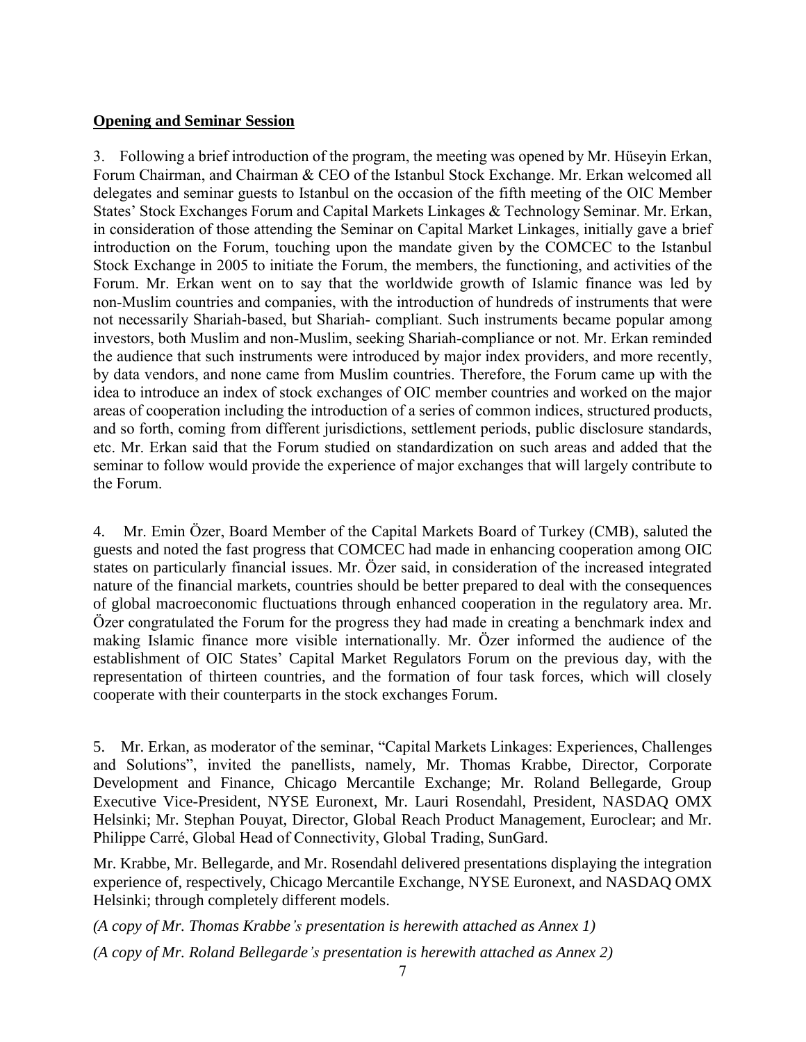**Opening and Seminar Session**

3. Following a brief introduction of the program, the meeting was opened by Mr. Hüseyin Erkan, Forum Chairman, and Chairman & CEO of the Istanbul Stock Exchange. Mr. Erkan welcomed all delegates and seminar guests to Istanbul on the occasion of the fifth meeting of the OIC Member States' Stock Exchanges Forum and Capital Markets Linkages & Technology Seminar. Mr. Erkan, in consideration of those attending the Seminar on Capital Market Linkages, initially gave a brief introduction on the Forum, touching upon the mandate given by the COMCEC to the Istanbul Stock Exchange in 2005 to initiate the Forum, the members, the functioning, and activities of the Forum. Mr. Erkan went on to say that the worldwide growth of Islamic finance was led by non-Muslim countries and companies, with the introduction of hundreds of instruments that were not necessarily Shariah-based, but Shariah- compliant. Such instruments became popular among investors, both Muslim and non-Muslim, seeking Shariah-compliance or not. Mr. Erkan reminded the audience that such instruments were introduced by major index providers, and more recently, by data vendors, and none came from Muslim countries. Therefore, the Forum came up with the idea to introduce an index of stock exchanges of OIC member countries and worked on the major areas of cooperation including the introduction of a series of common indices, structured products, and so forth, coming from different jurisdictions, settlement periods, public disclosure standards, etc. Mr. Erkan said that the Forum studied on standardization on such areas and added that the seminar to follow would provide the experience of major exchanges that will largely contribute to the Forum.

4. Mr. Emin Özer, Board Member of the Capital Markets Board of Turkey (CMB), saluted the guests and noted the fast progress that COMCEC had made in enhancing cooperation among OIC states on particularly financial issues. Mr. Özer said, in consideration of the increased integrated nature of the financial markets, countries should be better prepared to deal with the consequences of global macroeconomic fluctuations through enhanced cooperation in the regulatory area. Mr. Özer congratulated the Forum for the progress they had made in creating a benchmark index and making Islamic finance more visible internationally. Mr. Özer informed the audience of the establishment of OIC States' Capital Market Regulators Forum on the previous day, with the representation of thirteen countries, and the formation of four task forces, which will closely cooperate with their counterparts in the stock exchanges Forum.

5. Mr. Erkan, as moderator of the seminar, "Capital Markets Linkages: Experiences, Challenges and Solutions", invited the panellists, namely, Mr. Thomas Krabbe, Director, Corporate Development and Finance, Chicago Mercantile Exchange; Mr. Roland Bellegarde, Group Executive Vice-President, NYSE Euronext, Mr. Lauri Rosendahl, President, NASDAQ OMX Helsinki; Mr. Stephan Pouyat, Director, Global Reach Product Management, Euroclear; and Mr. Philippe Carré, Global Head of Connectivity, Global Trading, SunGard.

Mr. Krabbe, Mr. Bellegarde, and Mr. Rosendahl delivered presentations displaying the integration experience of, respectively, Chicago Mercantile Exchange, NYSE Euronext, and NASDAQ OMX Helsinki; through completely different models.

*(A copy of Mr. Thomas Krabbe's presentation is herewith attached as Annex 1)*

*(A copy of Mr. Roland Bellegarde's presentation is herewith attached as Annex 2)*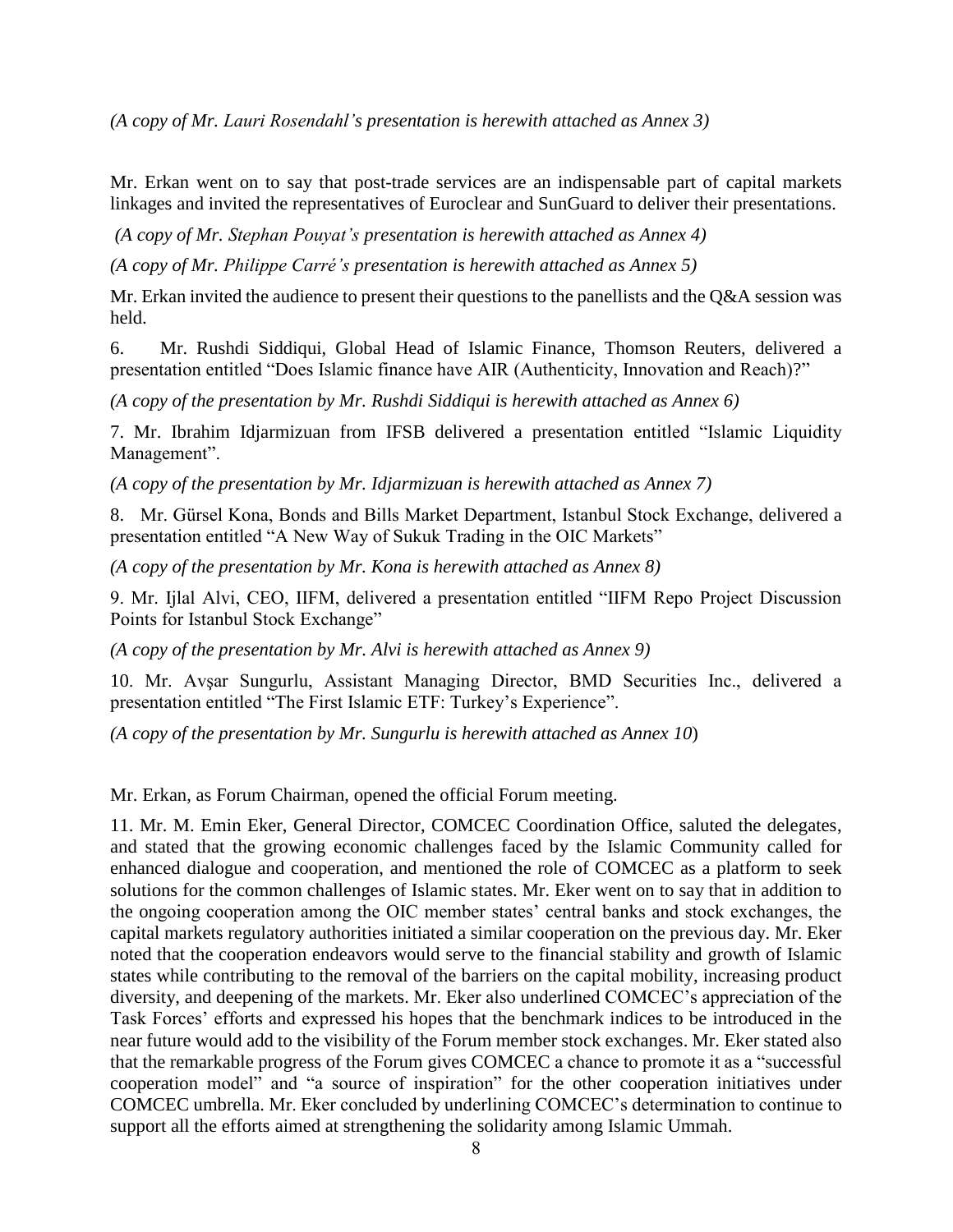*(A copy of Mr. Lauri Rosendahl's presentation is herewith attached as Annex 3)*

Mr. Erkan went on to say that post-trade services are an indispensable part of capital markets linkages and invited the representatives of Euroclear and SunGuard to deliver their presentations.

*(A copy of Mr. Stephan Pouyat's presentation is herewith attached as Annex 4)*

*(A copy of Mr. Philippe Carré's presentation is herewith attached as Annex 5)*

Mr. Erkan invited the audience to present their questions to the panellists and the Q&A session was held.

6. Mr. Rushdi Siddiqui, Global Head of Islamic Finance, Thomson Reuters, delivered a presentation entitled "Does Islamic finance have AIR (Authenticity, Innovation and Reach)?"

*(A copy of the presentation by Mr. Rushdi Siddiqui is herewith attached as Annex 6)*

7. Mr. Ibrahim Idjarmizuan from IFSB delivered a presentation entitled "Islamic Liquidity Management".

*(A copy of the presentation by Mr. Idjarmizuan is herewith attached as Annex 7)*

8. Mr. Gürsel Kona, Bonds and Bills Market Department, Istanbul Stock Exchange, delivered a presentation entitled "A New Way of Sukuk Trading in the OIC Markets"

*(A copy of the presentation by Mr. Kona is herewith attached as Annex 8)*

9. Mr. Ijlal Alvi, CEO, IIFM, delivered a presentation entitled "IIFM Repo Project Discussion Points for Istanbul Stock Exchange"

*(A copy of the presentation by Mr. Alvi is herewith attached as Annex 9)*

10. Mr. Avşar Sungurlu, Assistant Managing Director, BMD Securities Inc., delivered a presentation entitled "The First Islamic ETF: Turkey's Experience".

*(A copy of the presentation by Mr. Sungurlu is herewith attached as Annex 10)*

Mr. Erkan, as Forum Chairman, opened the official Forum meeting.

11. Mr. M. Emin Eker, General Director, COMCEC Coordination Office, saluted the delegates, and stated that the growing economic challenges faced by the Islamic Community called for enhanced dialogue and cooperation, and mentioned the role of COMCEC as a platform to seek solutions for the common challenges of Islamic states. Mr. Eker went on to say that in addition to the ongoing cooperation among the OIC member states' central banks and stock exchanges, the capital markets regulatory authorities initiated a similar cooperation on the previous day. Mr. Eker noted that the cooperation endeavors would serve to the financial stability and growth of Islamic states while contributing to the removal of the barriers on the capital mobility, increasing product diversity, and deepening of the markets. Mr. Eker also underlined COMCEC's appreciation of the Task Forces' efforts and expressed his hopes that the benchmark indices to be introduced in the near future would add to the visibility of the Forum member stock exchanges. Mr. Eker stated also that the remarkable progress of the Forum gives COMCEC a chance to promote it as a "successful cooperation model" and "a source of inspiration" for the other cooperation initiatives under COMCEC umbrella. Mr. Eker concluded by underlining COMCEC's determination to continue to support all the efforts aimed at strengthening the solidarity among Islamic Ummah.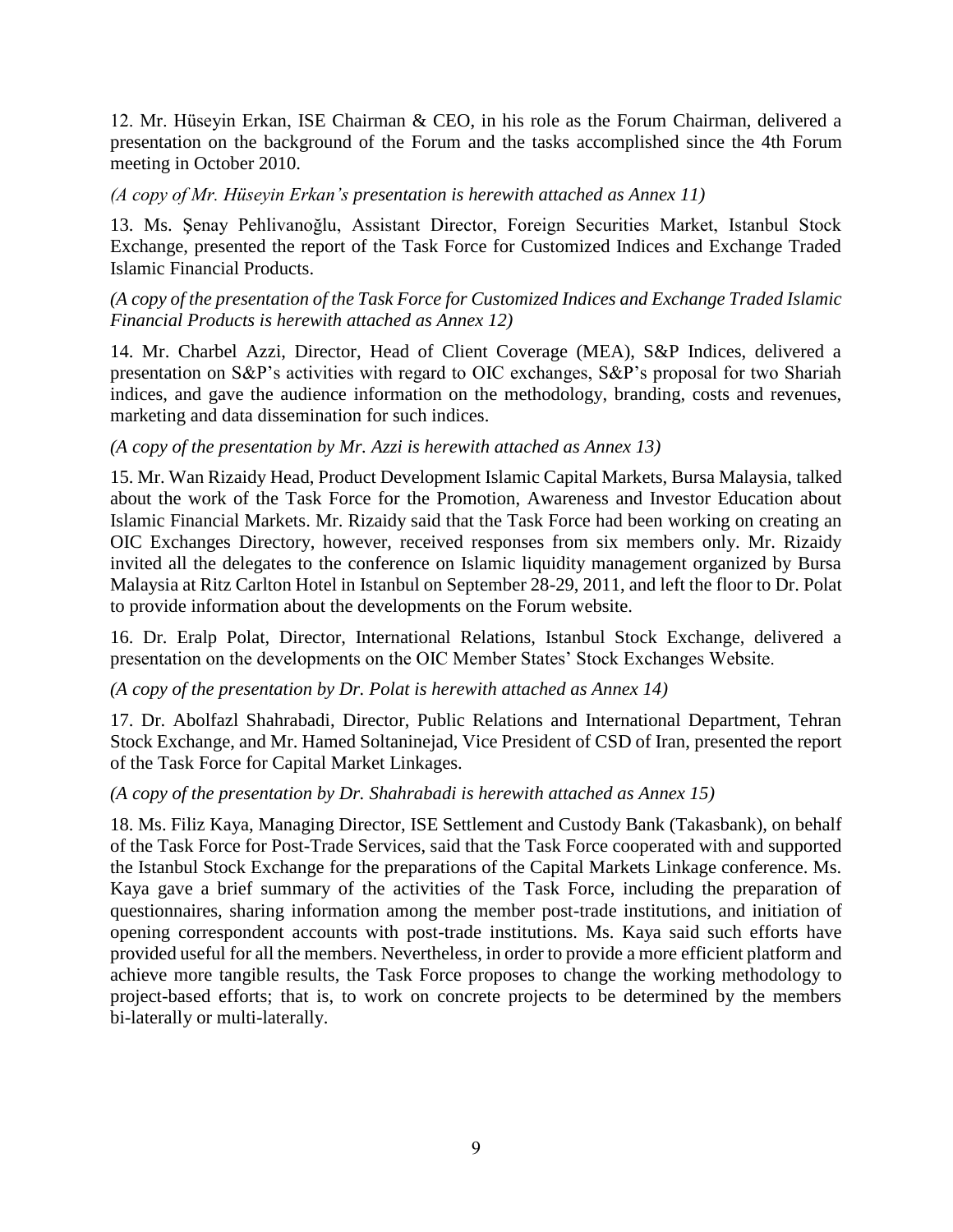12. Mr. Hüseyin Erkan, ISE Chairman & CEO, in his role as the Forum Chairman, delivered a presentation on the background of the Forum and the tasks accomplished since the 4th Forum meeting in October 2010.

*(A copy of Mr. Hüseyin Erkan's presentation is herewith attached as Annex 11)*

13. Ms. Şenay Pehlivanoğlu, Assistant Director, Foreign Securities Market, Istanbul Stock Exchange, presented the report of the Task Force for Customized Indices and Exchange Traded Islamic Financial Products.

*(A copy of the presentation of the Task Force for Customized Indices and Exchange Traded Islamic Financial Products is herewith attached as Annex 12)*

14. Mr. Charbel Azzi, Director, Head of Client Coverage (MEA), S&P Indices, delivered a presentation on S&P's activities with regard to OIC exchanges, S&P's proposal for two Shariah indices, and gave the audience information on the methodology, branding, costs and revenues, marketing and data dissemination for such indices.

*(A copy of the presentation by Mr. Azzi is herewith attached as Annex 13)*

15. Mr. Wan Rizaidy Head, Product Development Islamic Capital Markets, Bursa Malaysia, talked about the work of the Task Force for the Promotion, Awareness and Investor Education about Islamic Financial Markets. Mr. Rizaidy said that the Task Force had been working on creating an OIC Exchanges Directory, however, received responses from six members only. Mr. Rizaidy invited all the delegates to the conference on Islamic liquidity management organized by Bursa Malaysia at Ritz Carlton Hotel in Istanbul on September 28-29, 2011, and left the floor to Dr. Polat to provide information about the developments on the Forum website.

16. Dr. Eralp Polat, Director, International Relations, Istanbul Stock Exchange, delivered a presentation on the developments on the OIC Member States' Stock Exchanges Website.

*(A copy of the presentation by Dr. Polat is herewith attached as Annex 14)*

17. Dr. Abolfazl Shahrabadi, Director, Public Relations and International Department, Tehran Stock Exchange, and Mr. Hamed Soltaninejad, Vice President of CSD of Iran, presented the report of the Task Force for Capital Market Linkages.

*(A copy of the presentation by Dr. Shahrabadi is herewith attached as Annex 15)*

18. Ms. Filiz Kaya, Managing Director, ISE Settlement and Custody Bank (Takasbank), on behalf of the Task Force for Post-Trade Services, said that the Task Force cooperated with and supported the Istanbul Stock Exchange for the preparations of the Capital Markets Linkage conference. Ms. Kaya gave a brief summary of the activities of the Task Force, including the preparation of questionnaires, sharing information among the member post-trade institutions, and initiation of opening correspondent accounts with post-trade institutions. Ms. Kaya said such efforts have provided useful for all the members. Nevertheless, in order to provide a more efficient platform and achieve more tangible results, the Task Force proposes to change the working methodology to project-based efforts; that is, to work on concrete projects to be determined by the members bi-laterally or multi-laterally.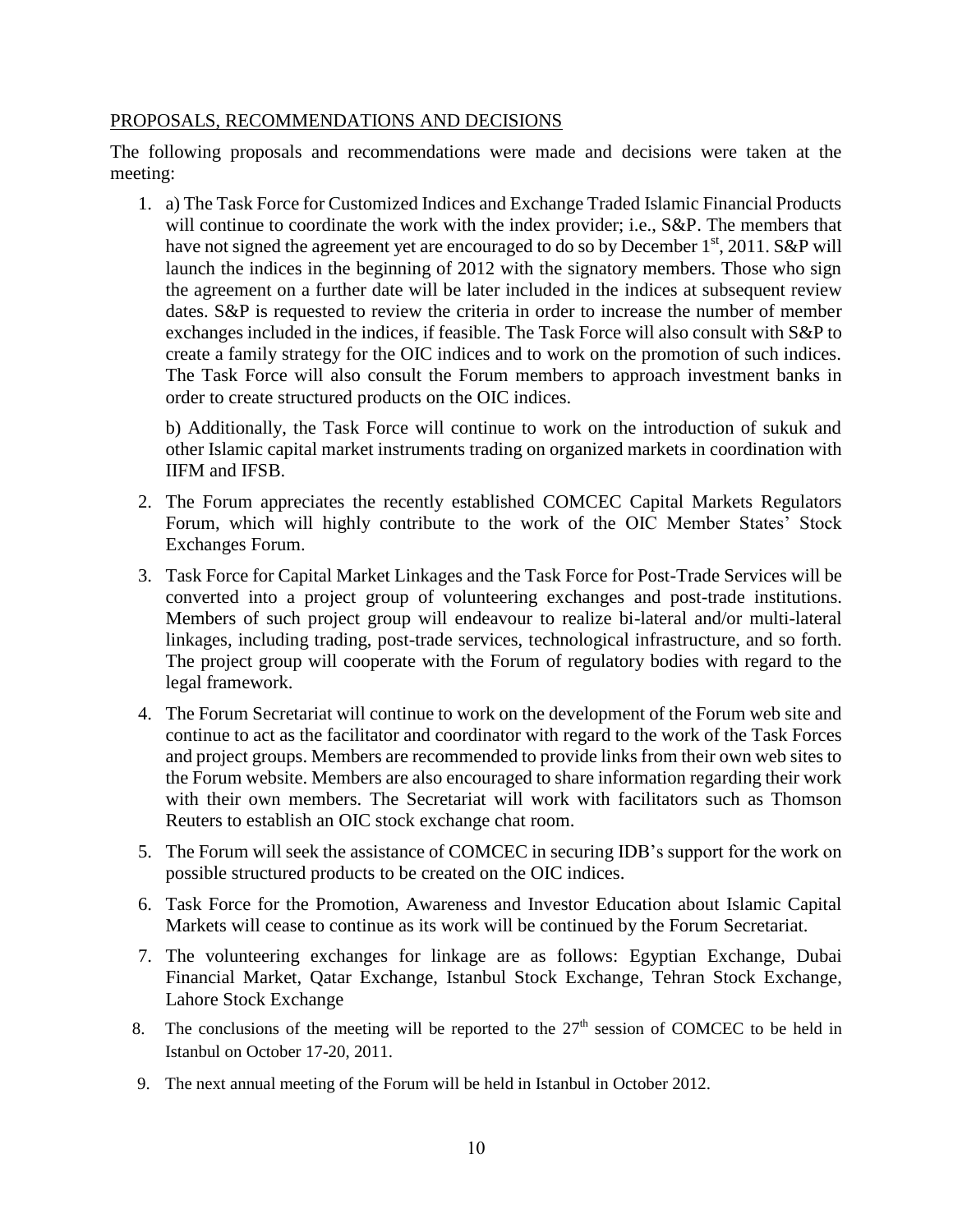PROPOSALS, RECOMMENDATIONS AND DECISIONS

The following proposals and recommendations were made and decisions were taken at the meeting:

1. a) The Task Force for Customized Indices and Exchange Traded Islamic Financial Products will continue to coordinate the work with the index provider; i.e., S&P. The members that have not signed the agreement yet are encouraged to do so by December 1st, 2011. S&P will launch the indices in the beginning of 2012 with the signatory members. Those who sign the agreement on a further date will be later included in the indices at subsequent review dates. S&P is requested to review the criteria in order to increase the number of member exchanges included in the indices, if feasible. The Task Force will also consult with S&P to create a family strategy for the OIC indices and to work on the promotion of such indices. The Task Force will also consult the Forum members to approach investment banks in order to create structured products on the OIC indices.

   b) Additionally, the Task Force will continue to work on the introduction of sukuk and other Islamic capital market instruments trading on organized markets in coordination with IIFM and IFSB.

2. The Forum appreciates the recently established COMCEC Capital Markets Regulators Forum, which will highly contribute to the work of the OIC Member States' Stock Exchanges Forum.

3. Task Force for Capital Market Linkages and the Task Force for Post-Trade Services will be converted into a project group of volunteering exchanges and post-trade institutions. Members of such project group will endeavour to realize bi-lateral and/or multi-lateral linkages, including trading, post-trade services, technological infrastructure, and so forth. The project group will cooperate with the Forum of regulatory bodies with regard to the legal framework.

4. The Forum Secretariat will continue to work on the development of the Forum web site and continue to act as the facilitator and coordinator with regard to the work of the Task Forces and project groups. Members are recommended to provide links from their own web sites to the Forum website. Members are also encouraged to share information regarding their work with their own members. The Secretariat will work with facilitators such as Thomson Reuters to establish an OIC stock exchange chat room.

5. The Forum will seek the assistance of COMCEC in securing IDB's support for the work on possible structured products to be created on the OIC indices.

6. Task Force for the Promotion, Awareness and Investor Education about Islamic Capital Markets will cease to continue as its work will be continued by the Forum Secretariat.

7. The volunteering exchanges for linkage are as follows: Egyptian Exchange, Dubai Financial Market, Qatar Exchange, Istanbul Stock Exchange, Tehran Stock Exchange, Lahore Stock Exchange

8. The conclusions of the meeting will be reported to the 27th session of COMCEC to be held in Istanbul on October 17-20, 2011.

9. The next annual meeting of the Forum will be held in Istanbul in October 2012.